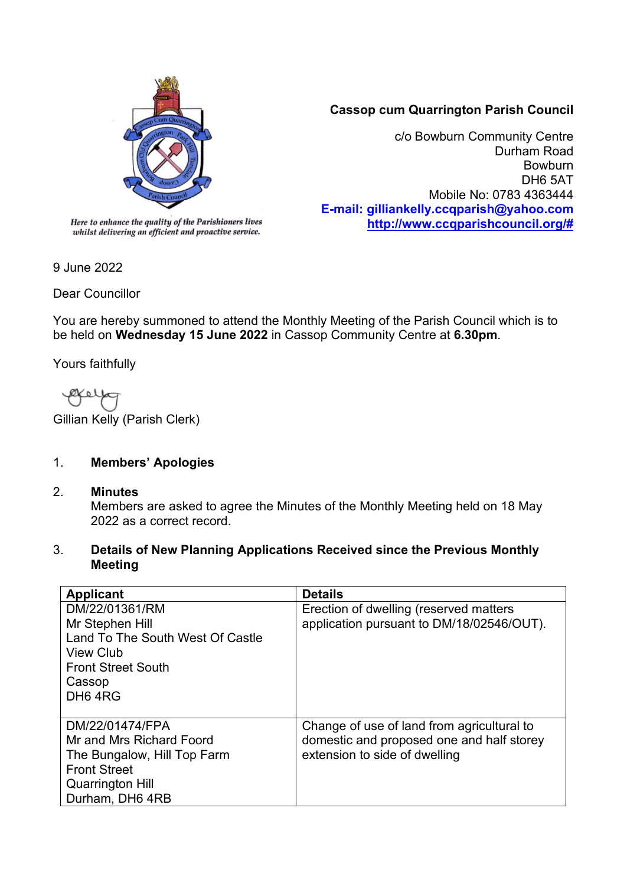*Here to enhance the quality of the Parishioners lives whilst delivering an efficient and proactive service.*

**Cassop cum Quarrington Parish Council**

c/o Bowburn Community Centre
Durham Road
Bowburn
DH6 5AT
Mobile No: 0783 4363444
**E-mail: gilliankelly.ccqparish@yahoo.com**
**http://www.ccqparishcouncil.org/#**

9 June 2022

Dear Councillor

You are hereby summoned to attend the Monthly Meeting of the Parish Council which is to be held on **Wednesday 15 June 2022** in Cassop Community Centre at **6.30pm**.

Yours faithfully

Gillian Kelly (Parish Clerk)

1. **Members' Apologies**

2. **Minutes**
   Members are asked to agree the Minutes of the Monthly Meeting held on 18 May 2022 as a correct record.

3. **Details of New Planning Applications Received since the Previous Monthly Meeting**

| Applicant | Details |
| --- | --- |
| DM/22/01361/RM<br>Mr Stephen Hill<br>Land To The South West Of Castle View Club<br>Front Street South<br>Cassop<br>DH6 4RG | Erection of dwelling (reserved matters application pursuant to DM/18/02546/OUT). |
| DM/22/01474/FPA<br>Mr and Mrs Richard Foord<br>The Bungalow, Hill Top Farm<br>Front Street<br>Quarrington Hill<br>Durham, DH6 4RB | Change of use of land from agricultural to domestic and proposed one and half storey extension to side of dwelling |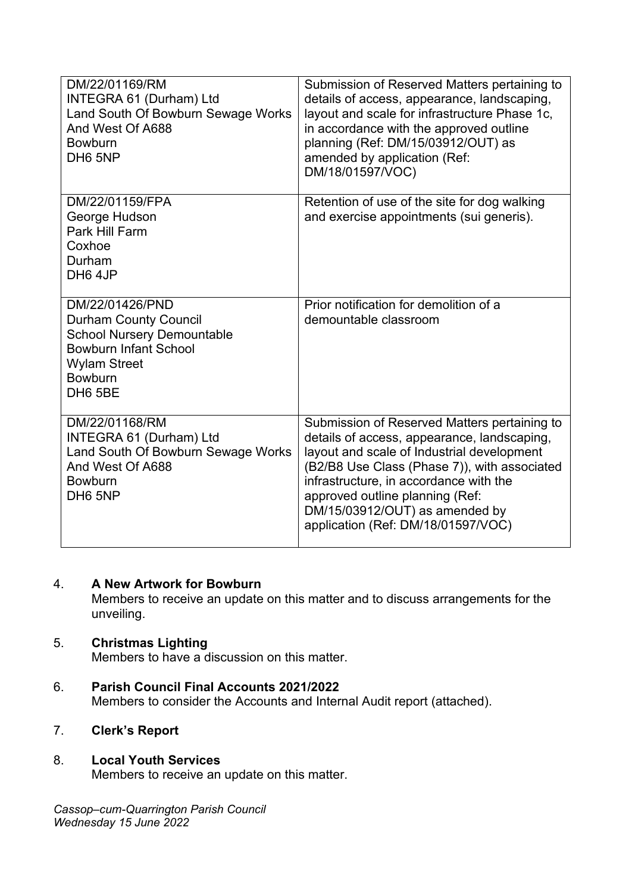| | |
|---|---|
| DM/22/01169/RM<br>INTEGRA 61 (Durham) Ltd<br>Land South Of Bowburn Sewage Works And West Of A688<br>Bowburn<br>DH6 5NP | Submission of Reserved Matters pertaining to details of access, appearance, landscaping, layout and scale for infrastructure Phase 1c, in accordance with the approved outline planning (Ref: DM/15/03912/OUT) as amended by application (Ref: DM/18/01597/VOC) |
| DM/22/01159/FPA<br>George Hudson<br>Park Hill Farm<br>Coxhoe<br>Durham<br>DH6 4JP | Retention of use of the site for dog walking and exercise appointments (sui generis). |
| DM/22/01426/PND<br>Durham County Council<br>School Nursery Demountable<br>Bowburn Infant School<br>Wylam Street<br>Bowburn<br>DH6 5BE | Prior notification for demolition of a demountable classroom |
| DM/22/01168/RM<br>INTEGRA 61 (Durham) Ltd<br>Land South Of Bowburn Sewage Works And West Of A688<br>Bowburn<br>DH6 5NP | Submission of Reserved Matters pertaining to details of access, appearance, landscaping, layout and scale of Industrial development (B2/B8 Use Class (Phase 7)), with associated infrastructure, in accordance with the approved outline planning (Ref: DM/15/03912/OUT) as amended by application (Ref: DM/18/01597/VOC) |

4. **A New Artwork for Bowburn**
   Members to receive an update on this matter and to discuss arrangements for the unveiling.

5. **Christmas Lighting**
   Members to have a discussion on this matter.

6. **Parish Council Final Accounts 2021/2022**
   Members to consider the Accounts and Internal Audit report (attached).

7. **Clerk's Report**

8. **Local Youth Services**
   Members to receive an update on this matter.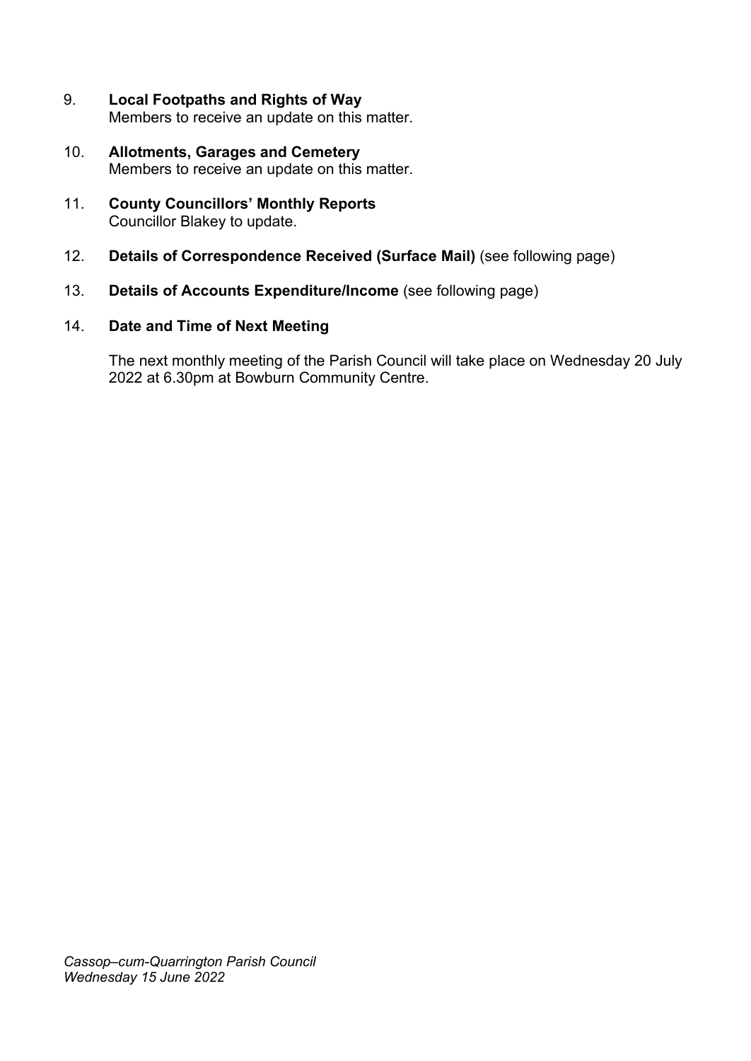9. **Local Footpaths and Rights of Way**
   Members to receive an update on this matter.

10. **Allotments, Garages and Cemetery**
    Members to receive an update on this matter.

11. **County Councillors' Monthly Reports**
    Councillor Blakey to update.

12. **Details of Correspondence Received (Surface Mail)** (see following page)

13. **Details of Accounts Expenditure/Income** (see following page)

14. **Date and Time of Next Meeting**

    The next monthly meeting of the Parish Council will take place on Wednesday 20 July 2022 at 6.30pm at Bowburn Community Centre.

*Cassop–cum-Quarrington Parish Council*
*Wednesday 15 June 2022*